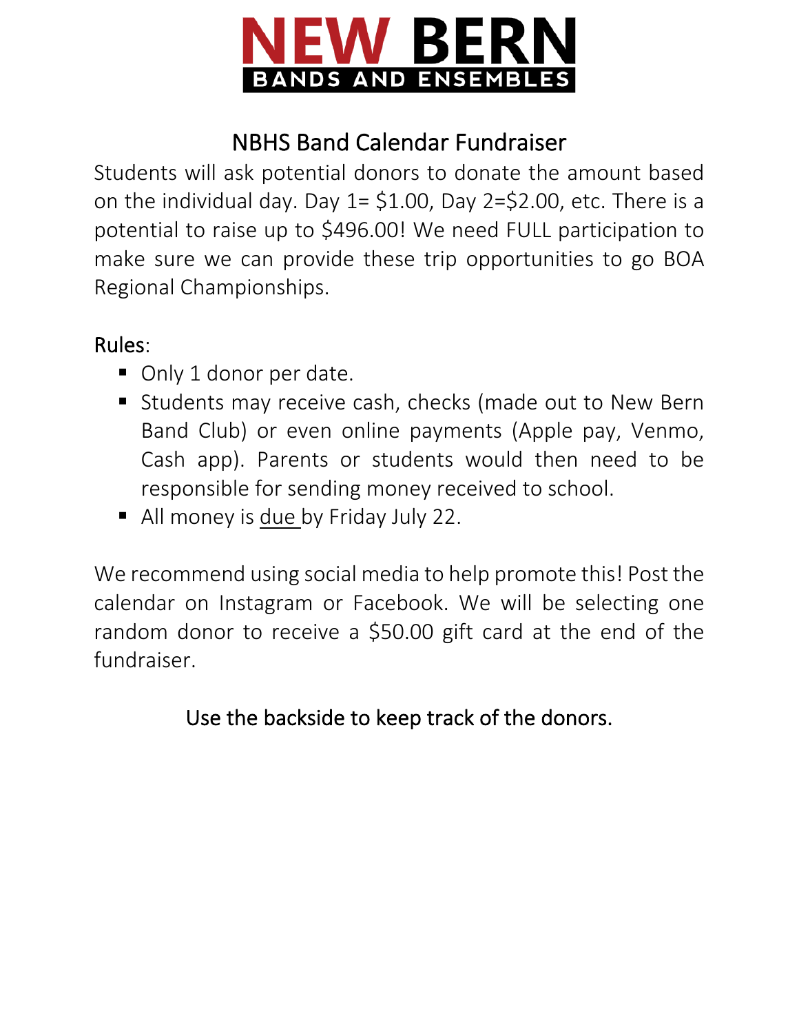# NEW BERN

## BANDS AND ENSEMBLES

## NBHS Band Calendar Fundraiser

Students will ask potential donors to donate the amount based on the individual day. Day 1= $1.00, Day 2=$2.00, etc. There is a potential to raise up to $496.00! We need FULL participation to make sure we can provide these trip opportunities to go BOA Regional Championships.

Rules:

- Only 1 donor per date.
- Students may receive cash, checks (made out to New Bern Band Club) or even online payments (Apple pay, Venmo, Cash app). Parents or students would then need to be responsible for sending money received to school.
- All money is due by Friday July 22.

We recommend using social media to help promote this! Post the calendar on Instagram or Facebook. We will be selecting one random donor to receive a $50.00 gift card at the end of the fundraiser.

Use the backside to keep track of the donors.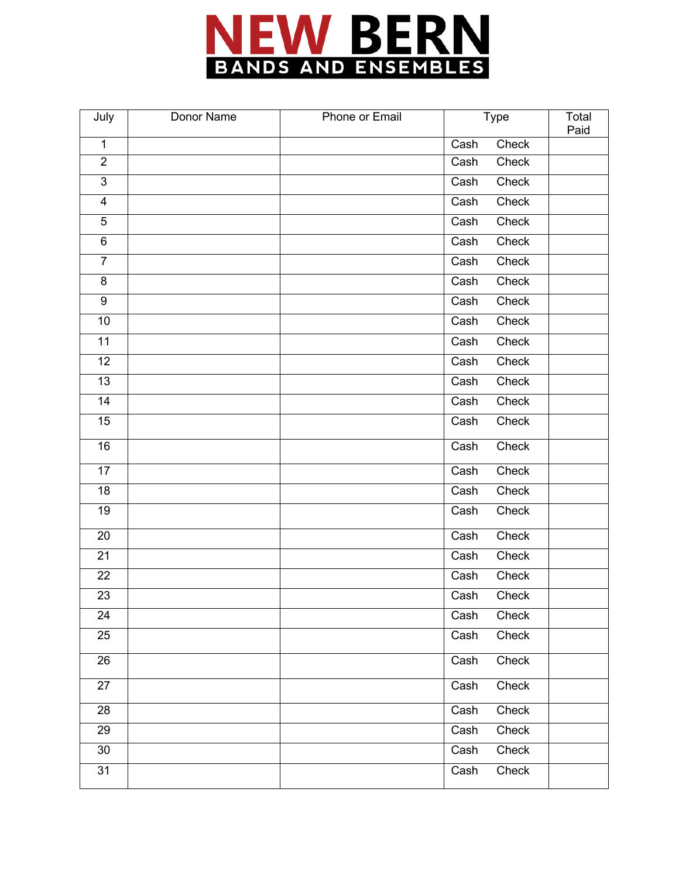# NEW BERN

## BANDS AND ENSEMBLES

| July | Donor Name | Phone or Email | Type | Total Paid |
|---|---|---|---|---|
| 1 | | | Cash Check | |
| 2 | | | Cash Check | |
| 3 | | | Cash Check | |
| 4 | | | Cash Check | |
| 5 | | | Cash Check | |
| 6 | | | Cash Check | |
| 7 | | | Cash Check | |
| 8 | | | Cash Check | |
| 9 | | | Cash Check | |
| 10 | | | Cash Check | |
| 11 | | | Cash Check | |
| 12 | | | Cash Check | |
| 13 | | | Cash Check | |
| 14 | | | Cash Check | |
| 15 | | | Cash Check | |
| 16 | | | Cash Check | |
| 17 | | | Cash Check | |
| 18 | | | Cash Check | |
| 19 | | | Cash Check | |
| 20 | | | Cash Check | |
| 21 | | | Cash Check | |
| 22 | | | Cash Check | |
| 23 | | | Cash Check | |
| 24 | | | Cash Check | |
| 25 | | | Cash Check | |
| 26 | | | Cash Check | |
| 27 | | | Cash Check | |
| 28 | | | Cash Check | |
| 29 | | | Cash Check | |
| 30 | | | Cash Check | |
| 31 | | | Cash Check | |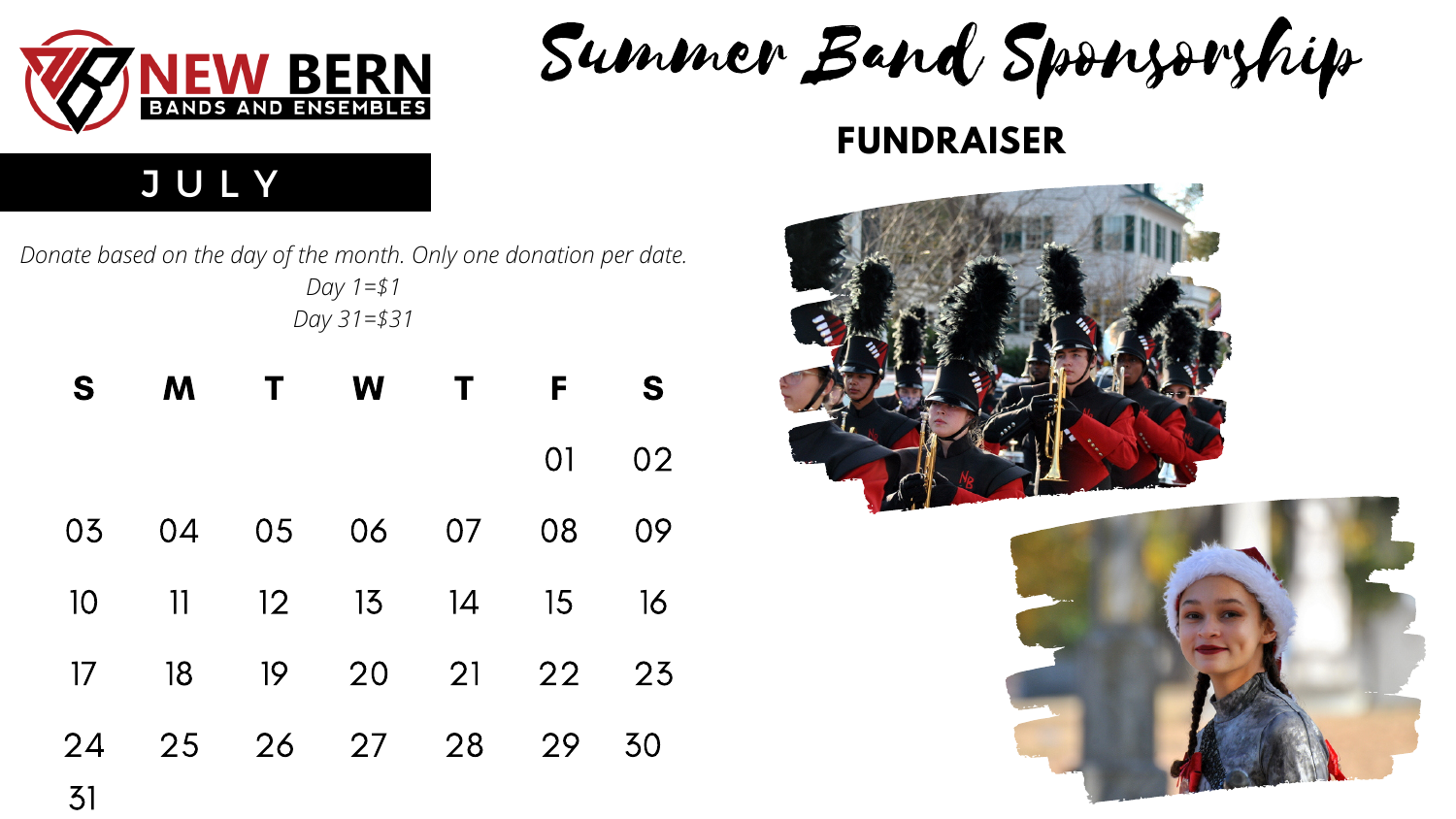**NEW BERN**
**BANDS AND ENSEMBLES**

# Summer Band Sponsorship

## FUNDRAISER

## JULY

*Donate based on the day of the month. Only one donation per date.*
*Day 1=$1*
*Day 31=$31*

| S | M | T | W | T | F | S |
|---|---|---|---|---|---|---|
| | | | | | 01 | 02 |
| 03 | 04 | 05 | 06 | 07 | 08 | 09 |
| 10 | 11 | 12 | 13 | 14 | 15 | 16 |
| 17 | 18 | 19 | 20 | 21 | 22 | 23 |
| 24 | 25 | 26 | 27 | 28 | 29 | 30 |
| 31 | | | | | | |